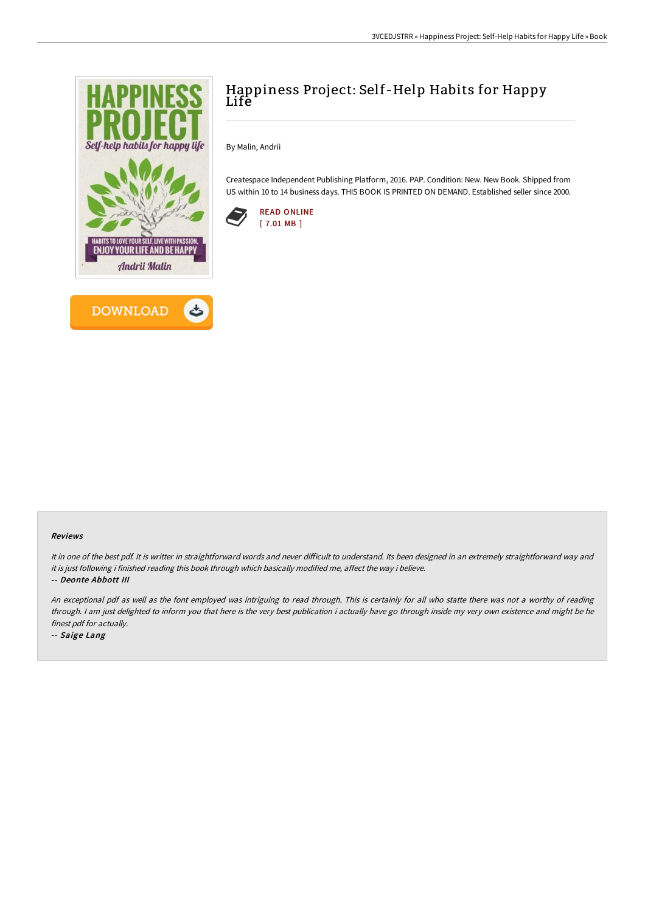# Happiness Project: Self-Help Habits for Happy Life

By Malin, Andrii

Createspace Independent Publishing Platform, 2016. PAP. Condition: New. New Book. Shipped from US within 10 to 14 business days. THIS BOOK IS PRINTED ON DEMAND. Established seller since 2000.

READ ONLINE
[ 7.01 MB ]

DOWNLOAD

### Reviews

*It in one of the best pdf. It is writter in straightforward words and never difficult to understand. Its been designed in an extremely straightforward way and it is just following i finished reading this book through which basically modified me, affect the way i believe.*

*-- **Deonte Abbott III***

*An exceptional pdf as well as the font employed was intriguing to read through. This is certainly for all who statte there was not a worthy of reading through. I am just delighted to inform you that here is the very best publication i actually have go through inside my very own existence and might be he finest pdf for actually.*

*-- **Saige Lang***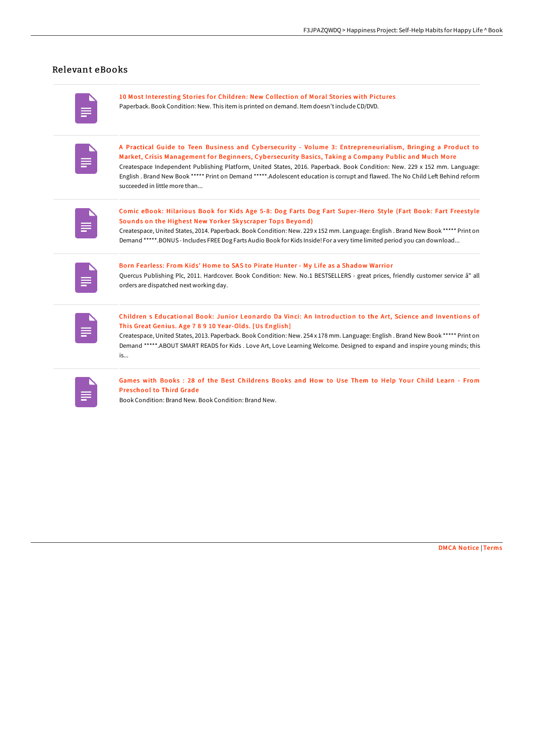## Relevant eBooks

**10 Most Interesting Stories for Children: New Collection of Moral Stories with Pictures**
Paperback. Book Condition: New. This item is printed on demand. Item doesn't include CD/DVD.

**A Practical Guide to Teen Business and Cybersecurity - Volume 3: Entrepreneurialism, Bringing a Product to Market, Crisis Management for Beginners, Cybersecurity Basics, Taking a Company Public and Much More**
Createspace Independent Publishing Platform, United States, 2016. Paperback. Book Condition: New. 229 x 152 mm. Language: English . Brand New Book ***** Print on Demand *****.Adolescent education is corrupt and flawed. The No Child Left Behind reform succeeded in little more than...

**Comic eBook: Hilarious Book for Kids Age 5-8: Dog Farts Dog Fart Super-Hero Style (Fart Book: Fart Freestyle Sounds on the Highest New Yorker Skyscraper Tops Beyond)**
Createspace, United States, 2014. Paperback. Book Condition: New. 229 x 152 mm. Language: English . Brand New Book ***** Print on Demand *****.BONUS - Includes FREE Dog Farts Audio Book for Kids Inside! For a very time limited period you can download...

**Born Fearless: From Kids' Home to SAS to Pirate Hunter - My Life as a Shadow Warrior**
Quercus Publishing Plc, 2011. Hardcover. Book Condition: New. No.1 BESTSELLERS - great prices, friendly customer service â" all orders are dispatched next working day.

**Children s Educational Book: Junior Leonardo Da Vinci: An Introduction to the Art, Science and Inventions of This Great Genius. Age 7 8 9 10 Year-Olds. [Us English]**
Createspace, United States, 2013. Paperback. Book Condition: New. 254 x 178 mm. Language: English . Brand New Book ***** Print on Demand *****.ABOUT SMART READS for Kids . Love Art, Love Learning Welcome. Designed to expand and inspire young minds; this is...

**Games with Books : 28 of the Best Childrens Books and How to Use Them to Help Your Child Learn - From Preschool to Third Grade**
Book Condition: Brand New. Book Condition: Brand New.